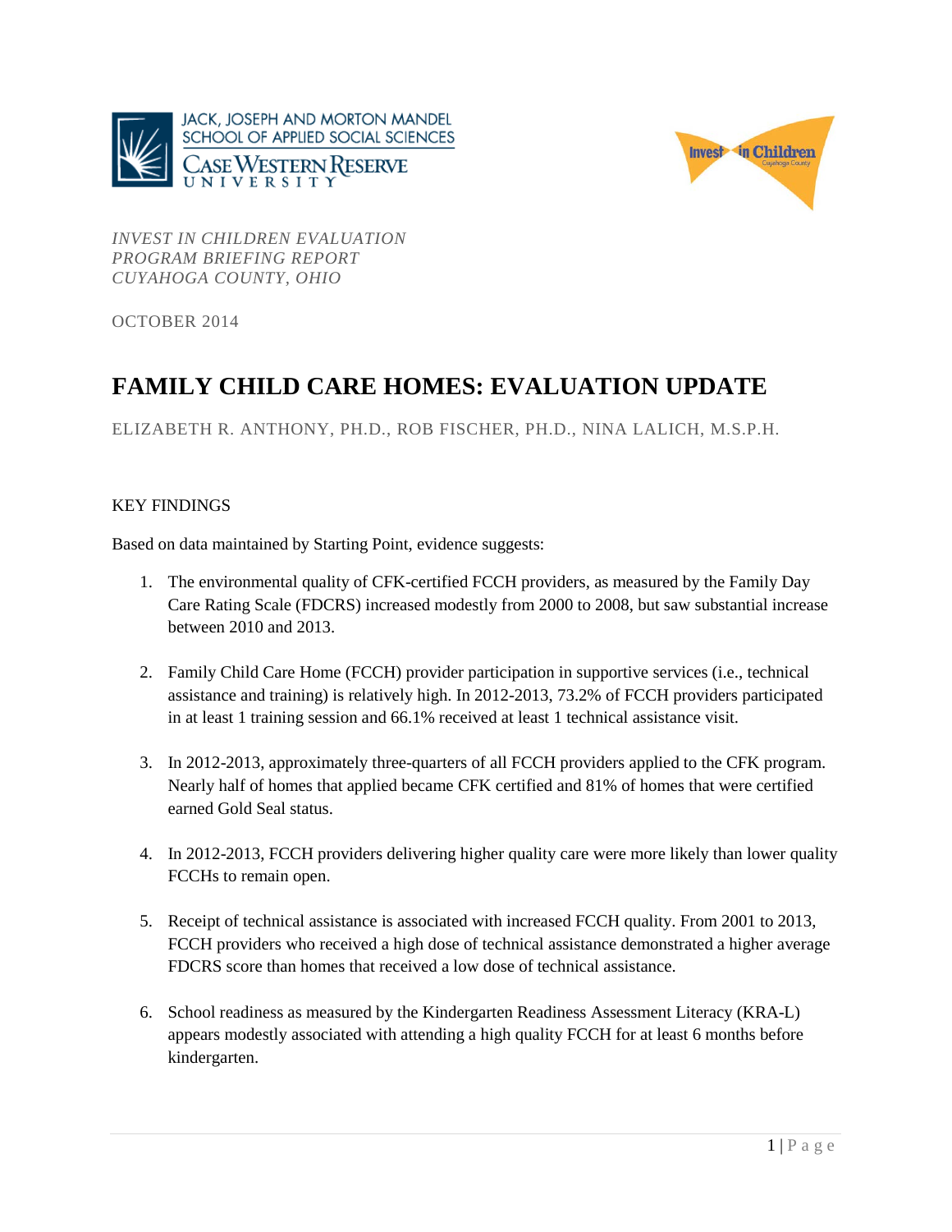*INVEST IN CHILDREN EVALUATION*
*PROGRAM BRIEFING REPORT*
*CUYAHOGA COUNTY, OHIO*

OCTOBER 2014

# FAMILY CHILD CARE HOMES: EVALUATION UPDATE

ELIZABETH R. ANTHONY, PH.D., ROB FISCHER, PH.D., NINA LALICH, M.S.P.H.

## KEY FINDINGS

Based on data maintained by Starting Point, evidence suggests:

1. The environmental quality of CFK-certified FCCH providers, as measured by the Family Day Care Rating Scale (FDCRS) increased modestly from 2000 to 2008, but saw substantial increase between 2010 and 2013.

2. Family Child Care Home (FCCH) provider participation in supportive services (i.e., technical assistance and training) is relatively high. In 2012-2013, 73.2% of FCCH providers participated in at least 1 training session and 66.1% received at least 1 technical assistance visit.

3. In 2012-2013, approximately three-quarters of all FCCH providers applied to the CFK program. Nearly half of homes that applied became CFK certified and 81% of homes that were certified earned Gold Seal status.

4. In 2012-2013, FCCH providers delivering higher quality care were more likely than lower quality FCCHs to remain open.

5. Receipt of technical assistance is associated with increased FCCH quality. From 2001 to 2013, FCCH providers who received a high dose of technical assistance demonstrated a higher average FDCRS score than homes that received a low dose of technical assistance.

6. School readiness as measured by the Kindergarten Readiness Assessment Literacy (KRA-L) appears modestly associated with attending a high quality FCCH for at least 6 months before kindergarten.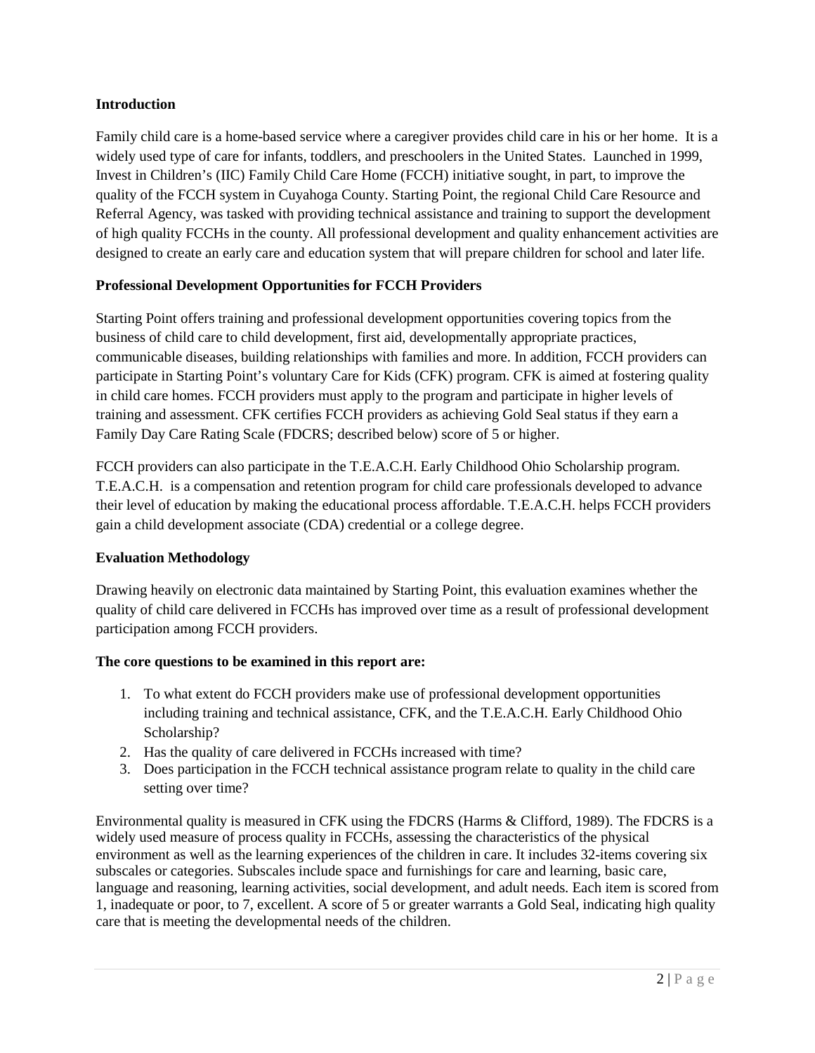## Introduction

Family child care is a home-based service where a caregiver provides child care in his or her home. It is a widely used type of care for infants, toddlers, and preschoolers in the United States. Launched in 1999, Invest in Children's (IIC) Family Child Care Home (FCCH) initiative sought, in part, to improve the quality of the FCCH system in Cuyahoga County. Starting Point, the regional Child Care Resource and Referral Agency, was tasked with providing technical assistance and training to support the development of high quality FCCHs in the county. All professional development and quality enhancement activities are designed to create an early care and education system that will prepare children for school and later life.

## Professional Development Opportunities for FCCH Providers

Starting Point offers training and professional development opportunities covering topics from the business of child care to child development, first aid, developmentally appropriate practices, communicable diseases, building relationships with families and more. In addition, FCCH providers can participate in Starting Point's voluntary Care for Kids (CFK) program. CFK is aimed at fostering quality in child care homes. FCCH providers must apply to the program and participate in higher levels of training and assessment. CFK certifies FCCH providers as achieving Gold Seal status if they earn a Family Day Care Rating Scale (FDCRS; described below) score of 5 or higher.

FCCH providers can also participate in the T.E.A.C.H. Early Childhood Ohio Scholarship program. T.E.A.C.H. is a compensation and retention program for child care professionals developed to advance their level of education by making the educational process affordable. T.E.A.C.H. helps FCCH providers gain a child development associate (CDA) credential or a college degree.

## Evaluation Methodology

Drawing heavily on electronic data maintained by Starting Point, this evaluation examines whether the quality of child care delivered in FCCHs has improved over time as a result of professional development participation among FCCH providers.

**The core questions to be examined in this report are:**

1. To what extent do FCCH providers make use of professional development opportunities including training and technical assistance, CFK, and the T.E.A.C.H. Early Childhood Ohio Scholarship?
2. Has the quality of care delivered in FCCHs increased with time?
3. Does participation in the FCCH technical assistance program relate to quality in the child care setting over time?

Environmental quality is measured in CFK using the FDCRS (Harms & Clifford, 1989). The FDCRS is a widely used measure of process quality in FCCHs, assessing the characteristics of the physical environment as well as the learning experiences of the children in care. It includes 32-items covering six subscales or categories. Subscales include space and furnishings for care and learning, basic care, language and reasoning, learning activities, social development, and adult needs. Each item is scored from 1, inadequate or poor, to 7, excellent. A score of 5 or greater warrants a Gold Seal, indicating high quality care that is meeting the developmental needs of the children.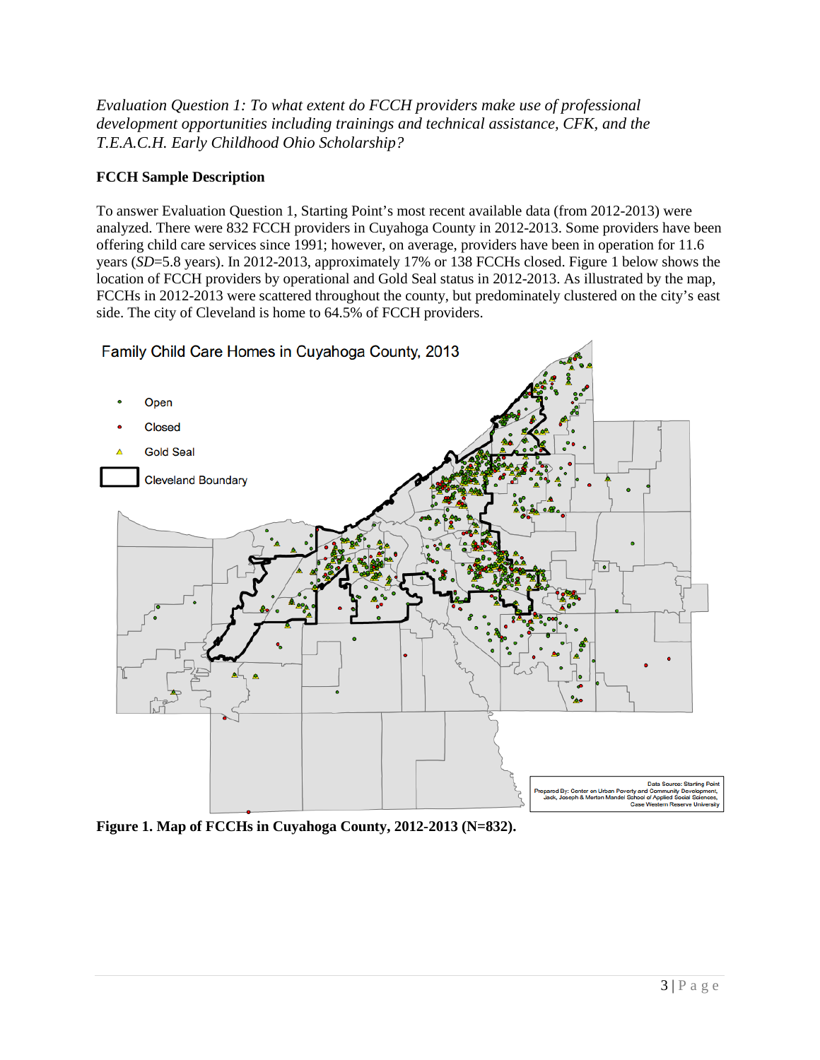*Evaluation Question 1: To what extent do FCCH providers make use of professional development opportunities including trainings and technical assistance, CFK, and the T.E.A.C.H. Early Childhood Ohio Scholarship?*

**FCCH Sample Description**

To answer Evaluation Question 1, Starting Point's most recent available data (from 2012-2013) were analyzed. There were 832 FCCH providers in Cuyahoga County in 2012-2013. Some providers have been offering child care services since 1991; however, on average, providers have been in operation for 11.6 years (*SD*=5.8 years). In 2012-2013, approximately 17% or 138 FCCHs closed. Figure 1 below shows the location of FCCH providers by operational and Gold Seal status in 2012-2013. As illustrated by the map, FCCHs in 2012-2013 were scattered throughout the county, but predominately clustered on the city's east side. The city of Cleveland is home to 64.5% of FCCH providers.

**Figure 1. Map of FCCHs in Cuyahoga County, 2012-2013 (N=832).**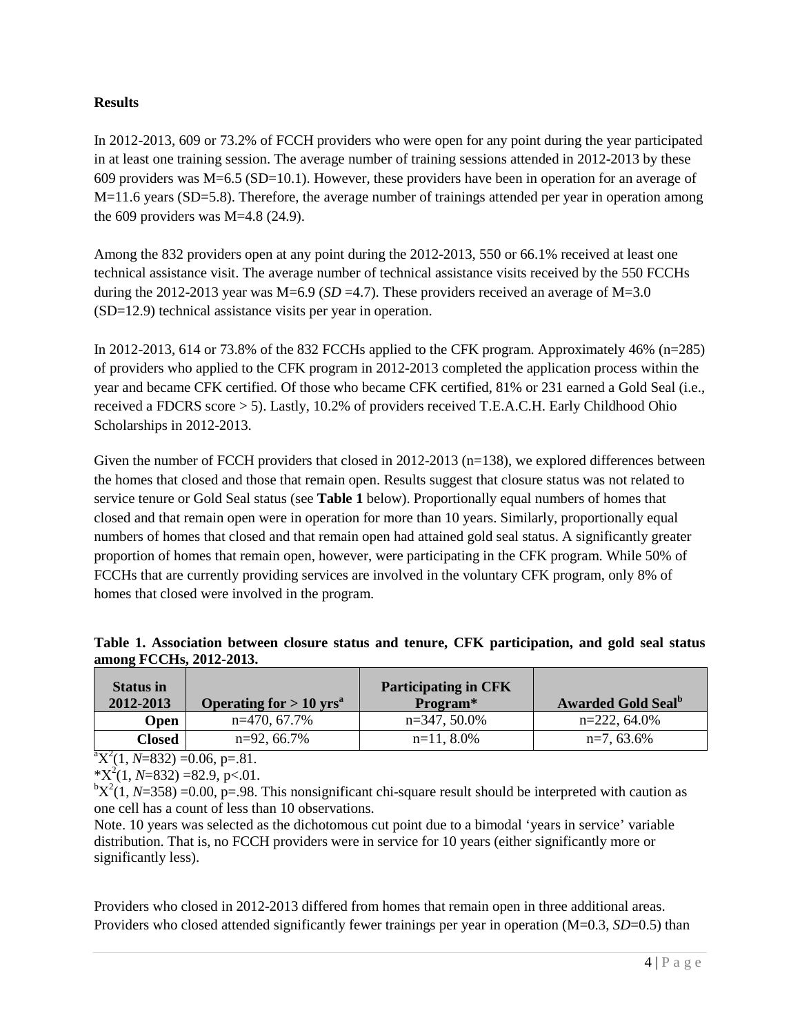**Results**

In 2012-2013, 609 or 73.2% of FCCH providers who were open for any point during the year participated in at least one training session. The average number of training sessions attended in 2012-2013 by these 609 providers was M=6.5 (SD=10.1). However, these providers have been in operation for an average of M=11.6 years (SD=5.8). Therefore, the average number of trainings attended per year in operation among the 609 providers was M=4.8 (24.9).

Among the 832 providers open at any point during the 2012-2013, 550 or 66.1% received at least one technical assistance visit. The average number of technical assistance visits received by the 550 FCCHs during the 2012-2013 year was M=6.9 (*SD* =4.7). These providers received an average of M=3.0 (SD=12.9) technical assistance visits per year in operation.

In 2012-2013, 614 or 73.8% of the 832 FCCHs applied to the CFK program. Approximately 46% (n=285) of providers who applied to the CFK program in 2012-2013 completed the application process within the year and became CFK certified. Of those who became CFK certified, 81% or 231 earned a Gold Seal (i.e., received a FDCRS score > 5). Lastly, 10.2% of providers received T.E.A.C.H. Early Childhood Ohio Scholarships in 2012-2013.

Given the number of FCCH providers that closed in 2012-2013 (n=138), we explored differences between the homes that closed and those that remain open. Results suggest that closure status was not related to service tenure or Gold Seal status (see **Table 1** below). Proportionally equal numbers of homes that closed and that remain open were in operation for more than 10 years. Similarly, proportionally equal numbers of homes that closed and that remain open had attained gold seal status. A significantly greater proportion of homes that remain open, however, were participating in the CFK program. While 50% of FCCHs that are currently providing services are involved in the voluntary CFK program, only 8% of homes that closed were involved in the program.

**Table 1. Association between closure status and tenure, CFK participation, and gold seal status among FCCHs, 2012-2013.**

| Status in 2012-2013 | Operating for > 10 yrs[a] | Participating in CFK Program* | Awarded Gold Seal[b] |
|---|---|---|---|
| **Open** | n=470, 67.7% | n=347, 50.0% | n=222, 64.0% |
| **Closed** | n=92, 66.7% | n=11, 8.0% | n=7, 63.6% |

[a]$X^2(1, N=832) = 0.06$, p=.81.
*$X^2(1, N=832) = 82.9$, p<.01.
[b]$X^2(1, N=358) = 0.00$, p=.98. This nonsignificant chi-square result should be interpreted with caution as one cell has a count of less than 10 observations.
Note. 10 years was selected as the dichotomous cut point due to a bimodal 'years in service' variable distribution. That is, no FCCH providers were in service for 10 years (either significantly more or significantly less).

Providers who closed in 2012-2013 differed from homes that remain open in three additional areas. Providers who closed attended significantly fewer trainings per year in operation (M=0.3, *SD*=0.5) than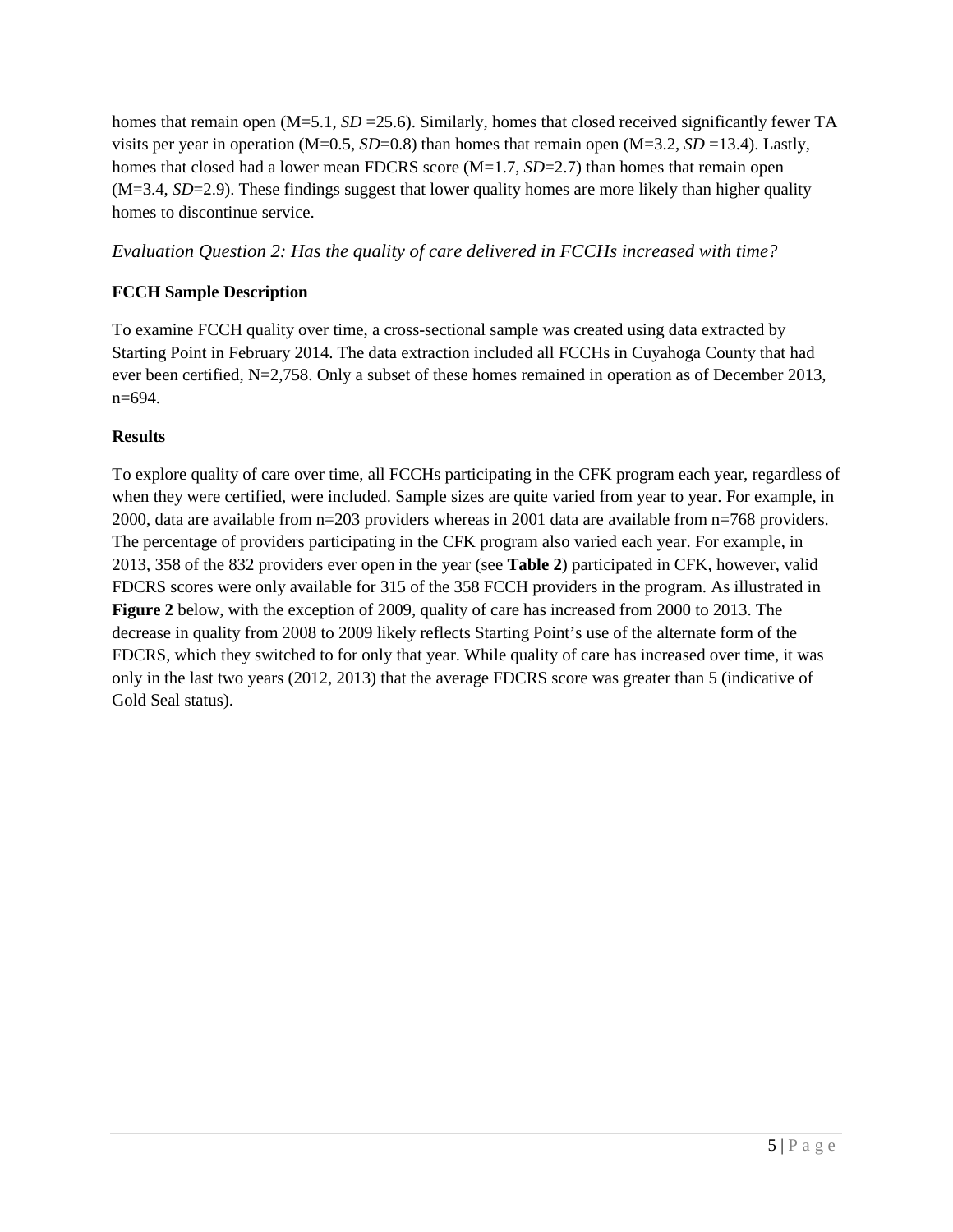homes that remain open (M=5.1, *SD* =25.6). Similarly, homes that closed received significantly fewer TA visits per year in operation (M=0.5, *SD*=0.8) than homes that remain open (M=3.2, *SD* =13.4). Lastly, homes that closed had a lower mean FDCRS score (M=1.7, *SD*=2.7) than homes that remain open (M=3.4, *SD*=2.9). These findings suggest that lower quality homes are more likely than higher quality homes to discontinue service.

### *Evaluation Question 2: Has the quality of care delivered in FCCHs increased with time?*

**FCCH Sample Description**

To examine FCCH quality over time, a cross-sectional sample was created using data extracted by Starting Point in February 2014. The data extraction included all FCCHs in Cuyahoga County that had ever been certified, N=2,758. Only a subset of these homes remained in operation as of December 2013, n=694.

**Results**

To explore quality of care over time, all FCCHs participating in the CFK program each year, regardless of when they were certified, were included. Sample sizes are quite varied from year to year. For example, in 2000, data are available from n=203 providers whereas in 2001 data are available from n=768 providers. The percentage of providers participating in the CFK program also varied each year. For example, in 2013, 358 of the 832 providers ever open in the year (see **Table 2**) participated in CFK, however, valid FDCRS scores were only available for 315 of the 358 FCCH providers in the program. As illustrated in **Figure 2** below, with the exception of 2009, quality of care has increased from 2000 to 2013. The decrease in quality from 2008 to 2009 likely reflects Starting Point's use of the alternate form of the FDCRS, which they switched to for only that year. While quality of care has increased over time, it was only in the last two years (2012, 2013) that the average FDCRS score was greater than 5 (indicative of Gold Seal status).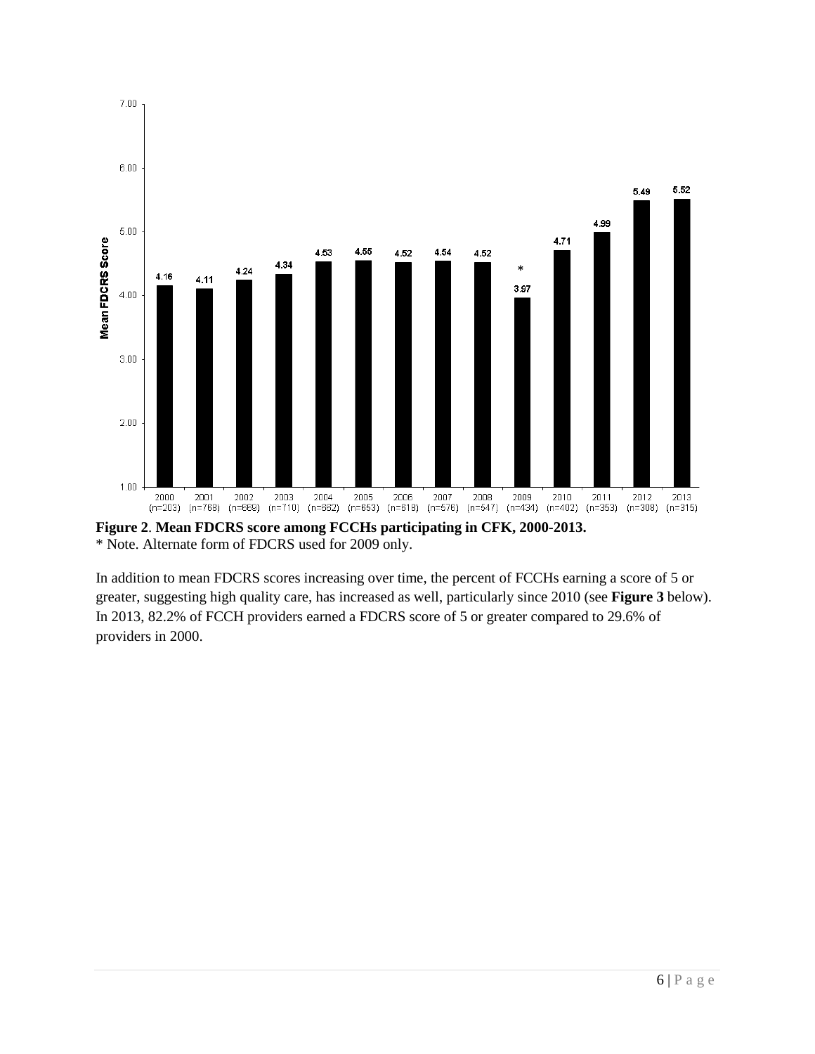**Figure 2**. **Mean FDCRS score among FCCHs participating in CFK, 2000-2013.**
* Note. Alternate form of FDCRS used for 2009 only.

In addition to mean FDCRS scores increasing over time, the percent of FCCHs earning a score of 5 or greater, suggesting high quality care, has increased as well, particularly since 2010 (see **Figure 3** below). In 2013, 82.2% of FCCH providers earned a FDCRS score of 5 or greater compared to 29.6% of providers in 2000.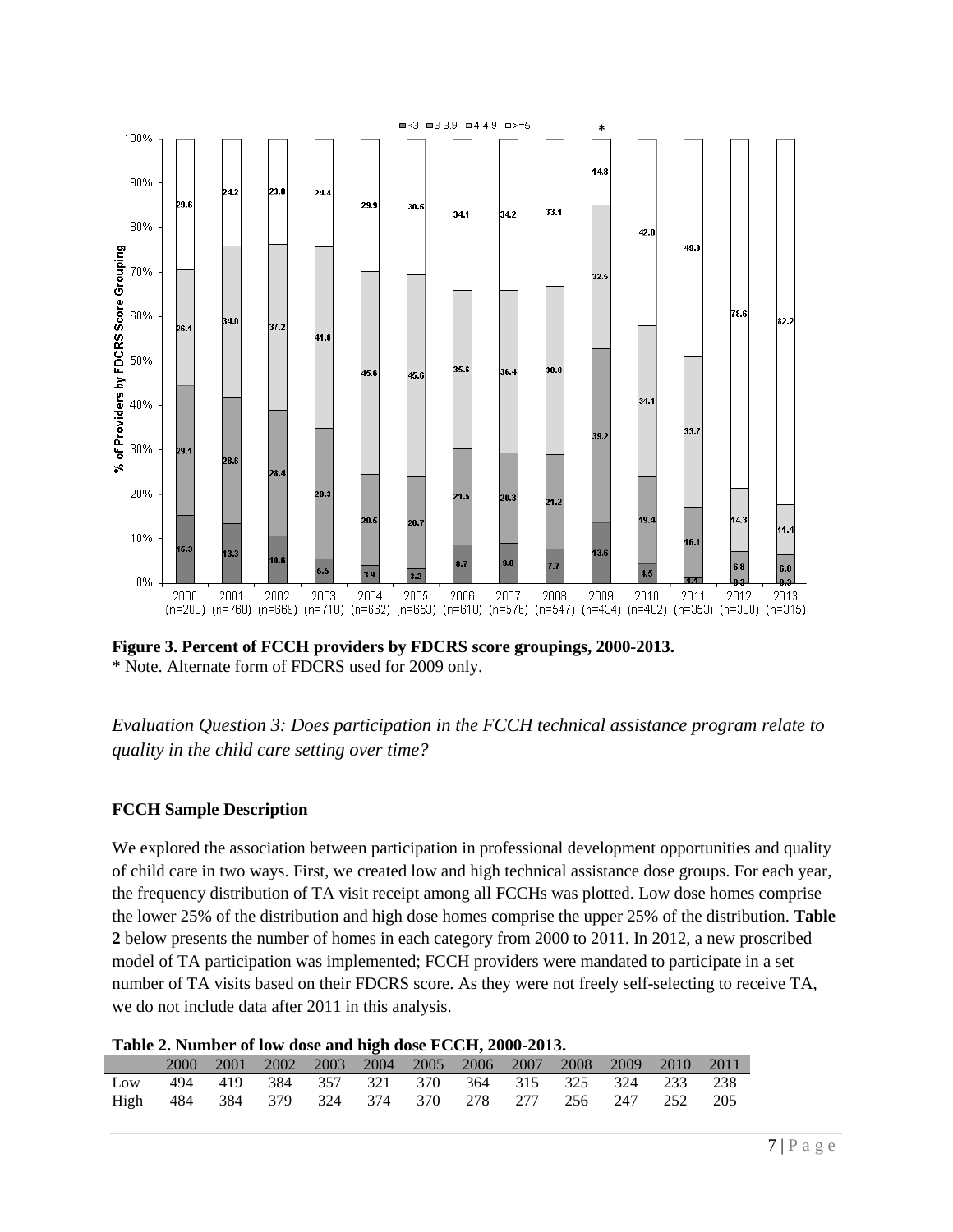**Figure 3. Percent of FCCH providers by FDCRS score groupings, 2000-2013.**
\* Note. Alternate form of FDCRS used for 2009 only.

*Evaluation Question 3: Does participation in the FCCH technical assistance program relate to quality in the child care setting over time?*

**FCCH Sample Description**

We explored the association between participation in professional development opportunities and quality of child care in two ways. First, we created low and high technical assistance dose groups. For each year, the frequency distribution of TA visit receipt among all FCCHs was plotted. Low dose homes comprise the lower 25% of the distribution and high dose homes comprise the upper 25% of the distribution. **Table 2** below presents the number of homes in each category from 2000 to 2011. In 2012, a new proscribed model of TA participation was implemented; FCCH providers were mandated to participate in a set number of TA visits based on their FDCRS score. As they were not freely self-selecting to receive TA, we do not include data after 2011 in this analysis.

**Table 2. Number of low dose and high dose FCCH, 2000-2013.**

| | 2000 | 2001 | 2002 | 2003 | 2004 | 2005 | 2006 | 2007 | 2008 | 2009 | 2010 | 2011 |
|---|---|---|---|---|---|---|---|---|---|---|---|---|
| Low | 494 | 419 | 384 | 357 | 321 | 370 | 364 | 315 | 325 | 324 | 233 | 238 |
| High | 484 | 384 | 379 | 324 | 374 | 370 | 278 | 277 | 256 | 247 | 252 | 205 |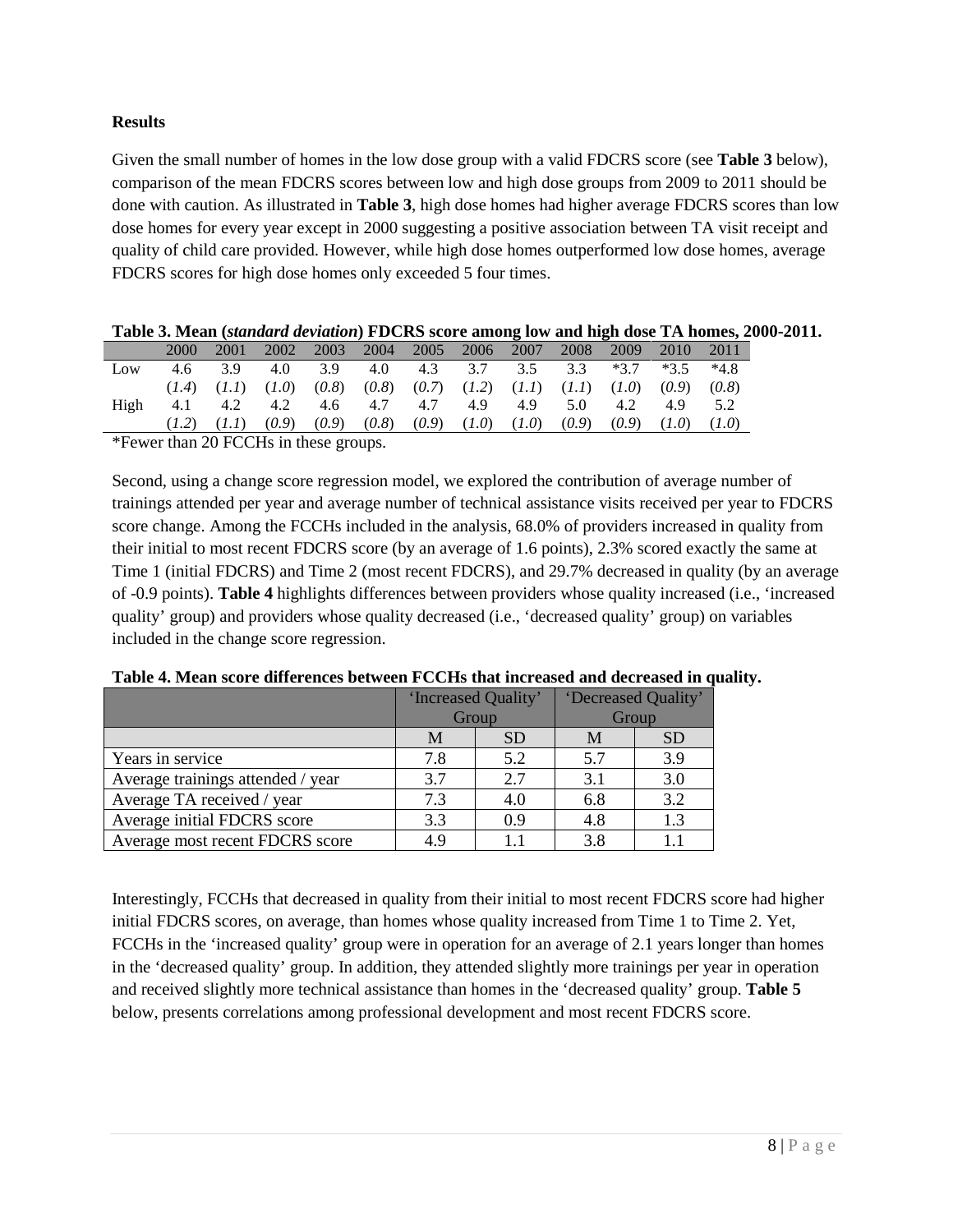**Results**

Given the small number of homes in the low dose group with a valid FDCRS score (see **Table 3** below), comparison of the mean FDCRS scores between low and high dose groups from 2009 to 2011 should be done with caution. As illustrated in **Table 3**, high dose homes had higher average FDCRS scores than low dose homes for every year except in 2000 suggesting a positive association between TA visit receipt and quality of child care provided. However, while high dose homes outperformed low dose homes, average FDCRS scores for high dose homes only exceeded 5 four times.

**Table 3. Mean (*standard deviation*) FDCRS score among low and high dose TA homes, 2000-2011.**

| | 2000 | 2001 | 2002 | 2003 | 2004 | 2005 | 2006 | 2007 | 2008 | 2009 | 2010 | 2011 |
|---|---|---|---|---|---|---|---|---|---|---|---|---|
| Low | 4.6 | 3.9 | 4.0 | 3.9 | 4.0 | 4.3 | 3.7 | 3.5 | 3.3 | *3.7 | *3.5 | *4.8 |
| | (*1.4*) | (*1.1*) | (*1.0*) | (*0.8*) | (*0.8*) | (*0.7*) | (*1.2*) | (*1.1*) | (*1.1*) | (*1.0*) | (*0.9*) | (*0.8*) |
| High | 4.1 | 4.2 | 4.2 | 4.6 | 4.7 | 4.7 | 4.9 | 4.9 | 5.0 | 4.2 | 4.9 | 5.2 |
| | (*1.2*) | (*1.1*) | (*0.9*) | (*0.9*) | (*0.8*) | (*0.9*) | (*1.0*) | (*1.0*) | (*0.9*) | (*0.9*) | (*1.0*) | (*1.0*) |

*Fewer than 20 FCCHs in these groups.

Second, using a change score regression model, we explored the contribution of average number of trainings attended per year and average number of technical assistance visits received per year to FDCRS score change. Among the FCCHs included in the analysis, 68.0% of providers increased in quality from their initial to most recent FDCRS score (by an average of 1.6 points), 2.3% scored exactly the same at Time 1 (initial FDCRS) and Time 2 (most recent FDCRS), and 29.7% decreased in quality (by an average of -0.9 points). **Table 4** highlights differences between providers whose quality increased (i.e., 'increased quality' group) and providers whose quality decreased (i.e., 'decreased quality' group) on variables included in the change score regression.

**Table 4. Mean score differences between FCCHs that increased and decreased in quality.**

| | 'Increased Quality' Group | | 'Decreased Quality' Group | |
|---|---|---|---|---|
| | M | SD | M | SD |
| Years in service | 7.8 | 5.2 | 5.7 | 3.9 |
| Average trainings attended / year | 3.7 | 2.7 | 3.1 | 3.0 |
| Average TA received / year | 7.3 | 4.0 | 6.8 | 3.2 |
| Average initial FDCRS score | 3.3 | 0.9 | 4.8 | 1.3 |
| Average most recent FDCRS score | 4.9 | 1.1 | 3.8 | 1.1 |

Interestingly, FCCHs that decreased in quality from their initial to most recent FDCRS score had higher initial FDCRS scores, on average, than homes whose quality increased from Time 1 to Time 2. Yet, FCCHs in the 'increased quality' group were in operation for an average of 2.1 years longer than homes in the 'decreased quality' group. In addition, they attended slightly more trainings per year in operation and received slightly more technical assistance than homes in the 'decreased quality' group. **Table 5** below, presents correlations among professional development and most recent FDCRS score.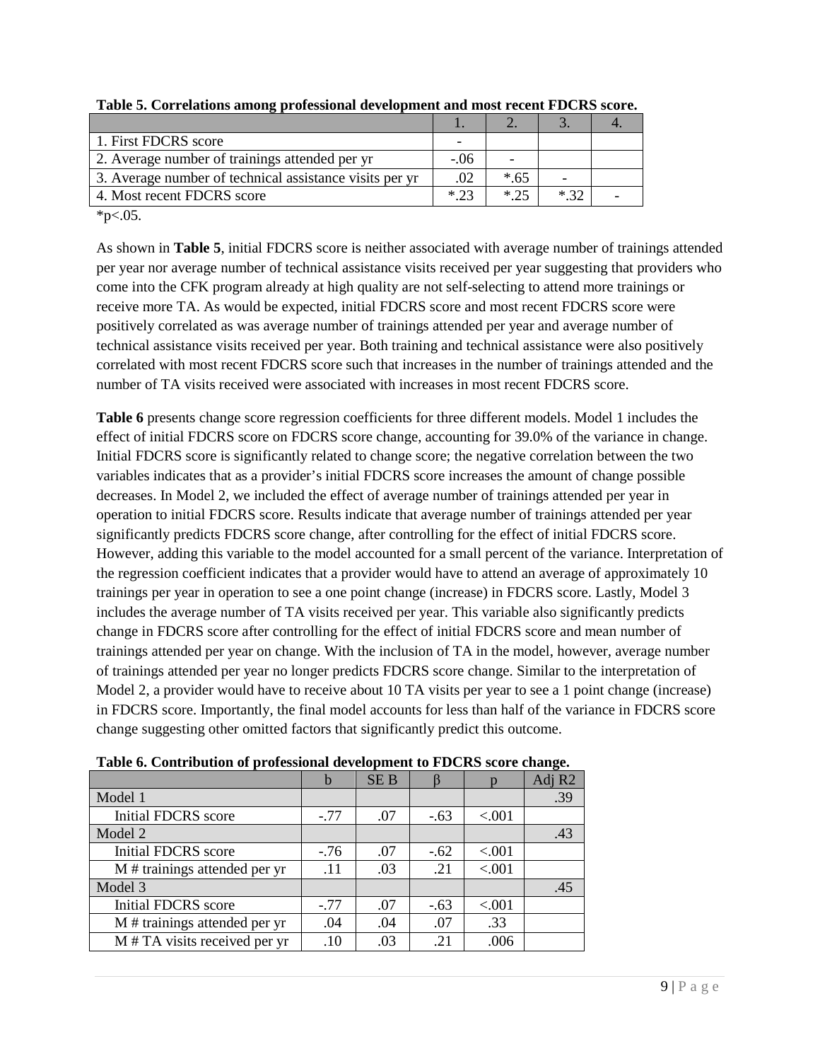**Table 5. Correlations among professional development and most recent FDCRS score.**

| | 1. | 2. | 3. | 4. |
|---|---|---|---|---|
| 1. First FDCRS score | - | | | |
| 2. Average number of trainings attended per yr | -.06 | - | | |
| 3. Average number of technical assistance visits per yr | .02 | *.65 | - | |
| 4. Most recent FDCRS score | *.23 | *.25 | *.32 | - |

*p<.05.

As shown in **Table 5**, initial FDCRS score is neither associated with average number of trainings attended per year nor average number of technical assistance visits received per year suggesting that providers who come into the CFK program already at high quality are not self-selecting to attend more trainings or receive more TA. As would be expected, initial FDCRS score and most recent FDCRS score were positively correlated as was average number of trainings attended per year and average number of technical assistance visits received per year. Both training and technical assistance were also positively correlated with most recent FDCRS score such that increases in the number of trainings attended and the number of TA visits received were associated with increases in most recent FDCRS score.

**Table 6** presents change score regression coefficients for three different models. Model 1 includes the effect of initial FDCRS score on FDCRS score change, accounting for 39.0% of the variance in change. Initial FDCRS score is significantly related to change score; the negative correlation between the two variables indicates that as a provider's initial FDCRS score increases the amount of change possible decreases. In Model 2, we included the effect of average number of trainings attended per year in operation to initial FDCRS score. Results indicate that average number of trainings attended per year significantly predicts FDCRS score change, after controlling for the effect of initial FDCRS score. However, adding this variable to the model accounted for a small percent of the variance. Interpretation of the regression coefficient indicates that a provider would have to attend an average of approximately 10 trainings per year in operation to see a one point change (increase) in FDCRS score. Lastly, Model 3 includes the average number of TA visits received per year. This variable also significantly predicts change in FDCRS score after controlling for the effect of initial FDCRS score and mean number of trainings attended per year on change. With the inclusion of TA in the model, however, average number of trainings attended per year no longer predicts FDCRS score change. Similar to the interpretation of Model 2, a provider would have to receive about 10 TA visits per year to see a 1 point change (increase) in FDCRS score. Importantly, the final model accounts for less than half of the variance in FDCRS score change suggesting other omitted factors that significantly predict this outcome.

**Table 6. Contribution of professional development to FDCRS score change.**

| | b | SE B | β | p | Adj R2 |
|---|---|---|---|---|---|
| Model 1 | | | | | .39 |
| Initial FDCRS score | -.77 | .07 | -.63 | <.001 | |
| Model 2 | | | | | .43 |
| Initial FDCRS score | -.76 | .07 | -.62 | <.001 | |
| M # trainings attended per yr | .11 | .03 | .21 | <.001 | |
| Model 3 | | | | | .45 |
| Initial FDCRS score | -.77 | .07 | -.63 | <.001 | |
| M # trainings attended per yr | .04 | .04 | .07 | .33 | |
| M # TA visits received per yr | .10 | .03 | .21 | .006 | |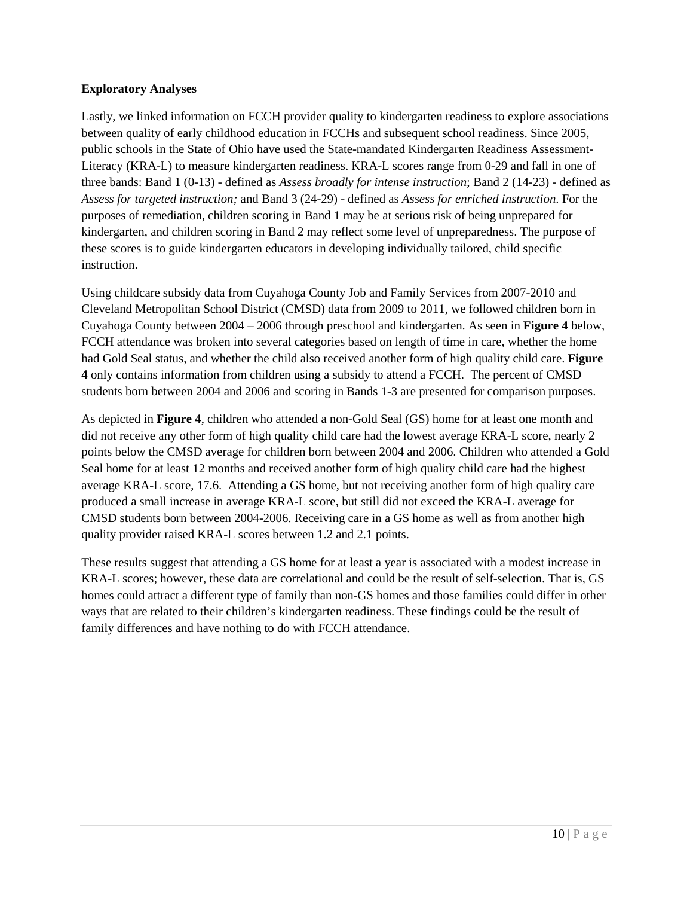**Exploratory Analyses**

Lastly, we linked information on FCCH provider quality to kindergarten readiness to explore associations between quality of early childhood education in FCCHs and subsequent school readiness. Since 2005, public schools in the State of Ohio have used the State-mandated Kindergarten Readiness Assessment-Literacy (KRA-L) to measure kindergarten readiness. KRA-L scores range from 0-29 and fall in one of three bands: Band 1 (0-13) - defined as *Assess broadly for intense instruction*; Band 2 (14-23) - defined as *Assess for targeted instruction;* and Band 3 (24-29) - defined as *Assess for enriched instruction*. For the purposes of remediation, children scoring in Band 1 may be at serious risk of being unprepared for kindergarten, and children scoring in Band 2 may reflect some level of unpreparedness. The purpose of these scores is to guide kindergarten educators in developing individually tailored, child specific instruction.

Using childcare subsidy data from Cuyahoga County Job and Family Services from 2007-2010 and Cleveland Metropolitan School District (CMSD) data from 2009 to 2011, we followed children born in Cuyahoga County between 2004 – 2006 through preschool and kindergarten. As seen in **Figure 4** below, FCCH attendance was broken into several categories based on length of time in care, whether the home had Gold Seal status, and whether the child also received another form of high quality child care. **Figure 4** only contains information from children using a subsidy to attend a FCCH. The percent of CMSD students born between 2004 and 2006 and scoring in Bands 1-3 are presented for comparison purposes.

As depicted in **Figure 4**, children who attended a non-Gold Seal (GS) home for at least one month and did not receive any other form of high quality child care had the lowest average KRA-L score, nearly 2 points below the CMSD average for children born between 2004 and 2006. Children who attended a Gold Seal home for at least 12 months and received another form of high quality child care had the highest average KRA-L score, 17.6. Attending a GS home, but not receiving another form of high quality care produced a small increase in average KRA-L score, but still did not exceed the KRA-L average for CMSD students born between 2004-2006. Receiving care in a GS home as well as from another high quality provider raised KRA-L scores between 1.2 and 2.1 points.

These results suggest that attending a GS home for at least a year is associated with a modest increase in KRA-L scores; however, these data are correlational and could be the result of self-selection. That is, GS homes could attract a different type of family than non-GS homes and those families could differ in other ways that are related to their children's kindergarten readiness. These findings could be the result of family differences and have nothing to do with FCCH attendance.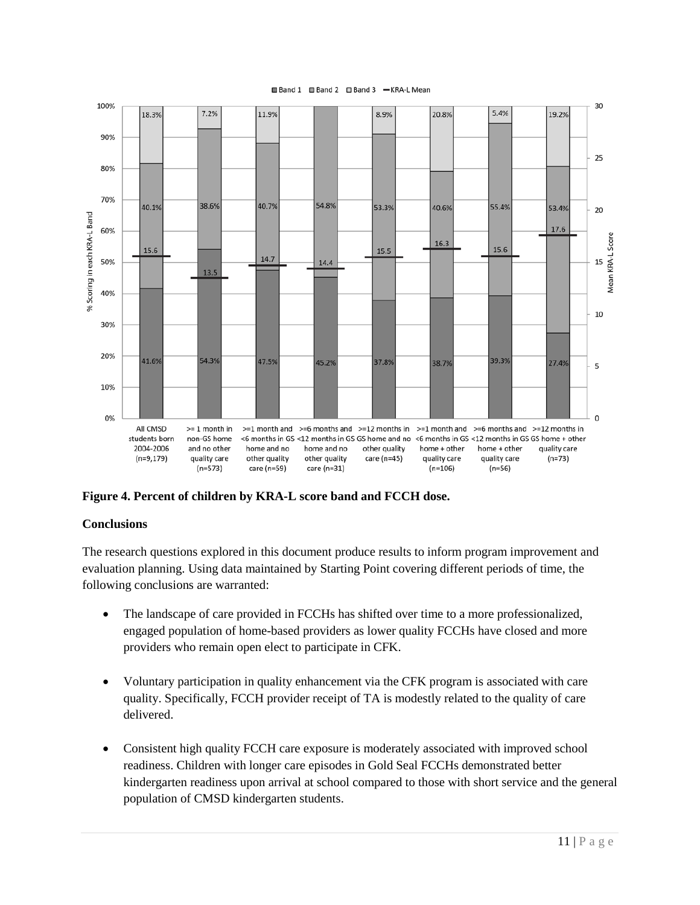■ Band 1 ■ Band 2 □ Band 3 — KRA-L Mean

100%
90%
80%
70%
60%
50%
40%
30%
20%
10%
0%

% Scoring in each KRA-L Band

30
25
20
15
10
5
0

Mean KRA-L Score

18.3%
40.1%
15.6
41.6%

7.2%
38.6%
13.5
54.3%

11.9%
40.7%
14.7
47.5%

54.8%
14.4
45.2%

8.9%
53.3%
15.5
37.8%

20.8%
40.6%
16.3
38.7%

5.4%
55.4%
15.6
39.3%

19.2%
53.4%
17.6
27.4%

All CMSD students born 2004-2006 (n=9,179)

>= 1 month in non-GS home and no other quality care (n=573)

>=1 month and <6 months in GS home and no other quality care (n=59)

>=6 months and <12 months in GS home and no other quality care (n=31)

>=12 months in GS home and no other quality care (n=45)

>=1 month and <6 months in GS home + other quality care (n=106)

>=6 months and <12 months in GS home + other quality care (n=56)

>=12 months in GS home + other quality care (n=73)

**Figure 4. Percent of children by KRA-L score band and FCCH dose.**

**Conclusions**

The research questions explored in this document produce results to inform program improvement and evaluation planning. Using data maintained by Starting Point covering different periods of time, the following conclusions are warranted:

- The landscape of care provided in FCCHs has shifted over time to a more professionalized, engaged population of home-based providers as lower quality FCCHs have closed and more providers who remain open elect to participate in CFK.

- Voluntary participation in quality enhancement via the CFK program is associated with care quality. Specifically, FCCH provider receipt of TA is modestly related to the quality of care delivered.

- Consistent high quality FCCH care exposure is moderately associated with improved school readiness. Children with longer care episodes in Gold Seal FCCHs demonstrated better kindergarten readiness upon arrival at school compared to those with short service and the general population of CMSD kindergarten students.